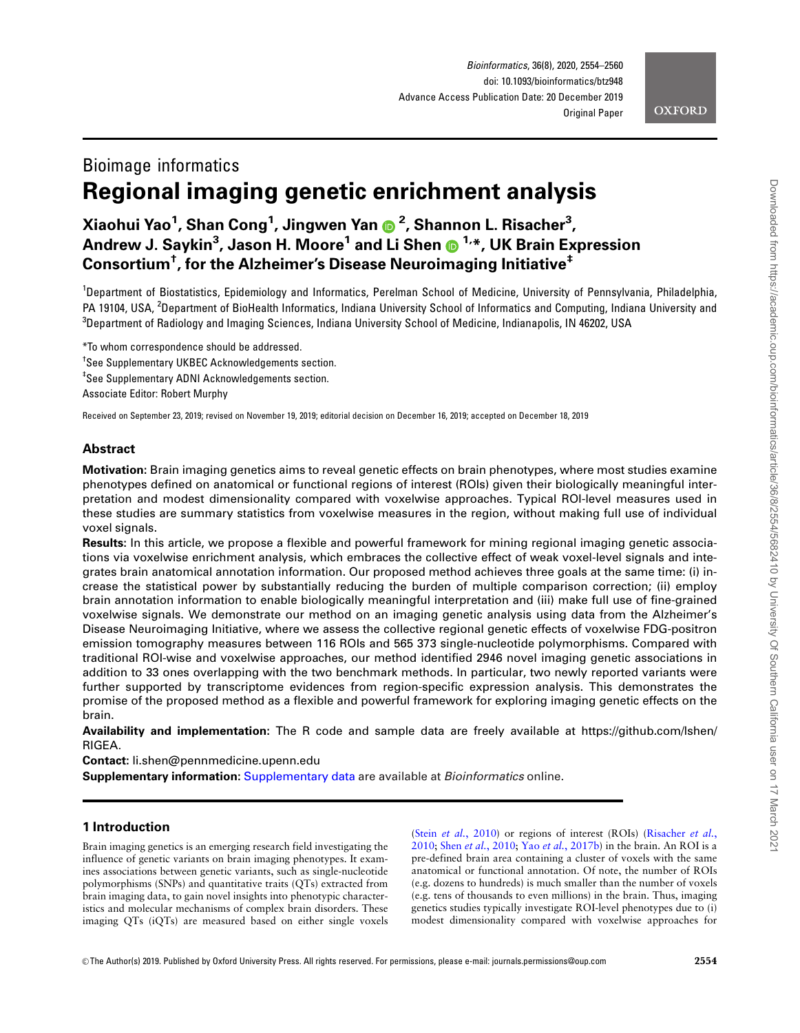Bioimage informatics

# Regional imaging genetic enrichment analysis

**Xiaohui Yao[1], Shan Cong[1], Jingwen Yan[2], Shannon L. Risacher[3], Andrew J. Saykin[3], Jason H. Moore[1] and Li Shen[1,*], UK Brain Expression Consortium[†], for the Alzheimer's Disease Neuroimaging Initiative[‡]**

[1]Department of Biostatistics, Epidemiology and Informatics, Perelman School of Medicine, University of Pennsylvania, Philadelphia, PA 19104, USA, [2]Department of BioHealth Informatics, Indiana University School of Informatics and Computing, Indiana University and [3]Department of Radiology and Imaging Sciences, Indiana University School of Medicine, Indianapolis, IN 46202, USA

*To whom correspondence should be addressed.

[†]See Supplementary UKBEC Acknowledgements section.

[‡]See Supplementary ADNI Acknowledgements section.

Associate Editor: Robert Murphy

Received on September 23, 2019; revised on November 19, 2019; editorial decision on December 16, 2019; accepted on December 18, 2019

## Abstract

**Motivation:** Brain imaging genetics aims to reveal genetic effects on brain phenotypes, where most studies examine phenotypes defined on anatomical or functional regions of interest (ROIs) given their biologically meaningful interpretation and modest dimensionality compared with voxelwise approaches. Typical ROI-level measures used in these studies are summary statistics from voxelwise measures in the region, without making full use of individual voxel signals.

**Results:** In this article, we propose a flexible and powerful framework for mining regional imaging genetic associations via voxelwise enrichment analysis, which embraces the collective effect of weak voxel-level signals and integrates brain anatomical annotation information. Our proposed method achieves three goals at the same time: (i) increase the statistical power by substantially reducing the burden of multiple comparison correction; (ii) employ brain annotation information to enable biologically meaningful interpretation and (iii) make full use of fine-grained voxelwise signals. We demonstrate our method on an imaging genetic analysis using data from the Alzheimer's Disease Neuroimaging Initiative, where we assess the collective regional genetic effects of voxelwise FDG-positron emission tomography measures between 116 ROIs and 565 373 single-nucleotide polymorphisms. Compared with traditional ROI-wise and voxelwise approaches, our method identified 2946 novel imaging genetic associations in addition to 33 ones overlapping with the two benchmark methods. In particular, two newly reported variants were further supported by transcriptome evidences from region-specific expression analysis. This demonstrates the promise of the proposed method as a flexible and powerful framework for exploring imaging genetic effects on the brain.

**Availability and implementation:** The R code and sample data are freely available at https://github.com/lshen/RIGEA.

**Contact:** li.shen@pennmedicine.upenn.edu

**Supplementary information:** Supplementary data are available at *Bioinformatics* online.

## 1 Introduction

Brain imaging genetics is an emerging research field investigating the influence of genetic variants on brain imaging phenotypes. It examines associations between genetic variants, such as single-nucleotide polymorphisms (SNPs) and quantitative traits (QTs) extracted from brain imaging data, to gain novel insights into phenotypic characteristics and molecular mechanisms of complex brain disorders. These imaging QTs (iQTs) are measured based on either single voxels (Stein *et al.*, 2010) or regions of interest (ROIs) (Risacher *et al.*, 2010; Shen *et al.*, 2010; Yao *et al.*, 2017b) in the brain. An ROI is a pre-defined brain area containing a cluster of voxels with the same anatomical or functional annotation. Of note, the number of ROIs (e.g. dozens to hundreds) is much smaller than the number of voxels (e.g. tens of thousands to even millions) in the brain. Thus, imaging genetics studies typically investigate ROI-level phenotypes due to (i) modest dimensionality compared with voxelwise approaches for

© The Author(s) 2019. Published by Oxford University Press. All rights reserved. For permissions, please e-mail: journals.permissions@oup.com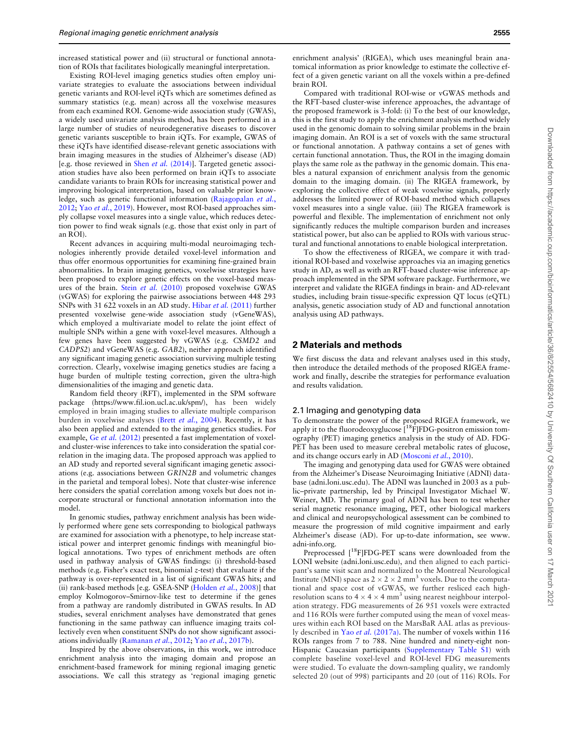increased statistical power and (ii) structural or functional annotation of ROIs that facilitates biologically meaningful interpretation.

Existing ROI-level imaging genetics studies often employ univariate strategies to evaluate the associations between individual genetic variants and ROI-level iQTs which are sometimes defined as summary statistics (e.g. mean) across all the voxelwise measures from each examined ROI. Genome-wide association study (GWAS), a widely used univariate analysis method, has been performed in a large number of studies of neurodegenerative diseases to discover genetic variants susceptible to brain iQTs. For example, GWAS of these iQTs have identified disease-relevant genetic associations with brain imaging measures in the studies of Alzheimer's disease (AD) [e.g. those reviewed in Shen *et al.* (2014)]. Targeted genetic association studies have also been performed on brain iQTs to associate candidate variants to brain ROIs for increasing statistical power and improving biological interpretation, based on valuable prior knowledge, such as genetic functional information (Rajagopalan *et al.*, 2012; Yao *et al.*, 2019). However, most ROI-based approaches simply collapse voxel measures into a single value, which reduces detection power to find weak signals (e.g. those that exist only in part of an ROI).

Recent advances in acquiring multi-modal neuroimaging technologies inherently provide detailed voxel-level information and thus offer enormous opportunities for examining fine-grained brain abnormalities. In brain imaging genetics, voxelwise strategies have been proposed to explore genetic effects on the voxel-based measures of the brain. Stein *et al.* (2010) proposed voxelwise GWAS (vGWAS) for exploring the pairwise associations between 448 293 SNPs with 31 622 voxels in an AD study. Hibar *et al.* (2011) further presented voxelwise gene-wide association study (vGeneWAS), which employed a multivariate model to relate the joint effect of multiple SNPs within a gene with voxel-level measures. Although a few genes have been suggested by vGWAS (e.g. *CSMD2* and *CADPS2*) and vGeneWAS (e.g. *GAB2*), neither approach identified any significant imaging genetic association surviving multiple testing correction. Clearly, voxelwise imaging genetics studies are facing a huge burden of multiple testing correction, given the ultra-high dimensionalities of the imaging and genetic data.

Random field theory (RFT), implemented in the SPM software package (https://www.fil.ion.ucl.ac.uk/spm/), has been widely employed in brain imaging studies to alleviate multiple comparison burden in voxelwise analyses (Brett *et al.*, 2004). Recently, it has also been applied and extended to the imaging genetics studies. For example, Ge *et al.* (2012) presented a fast implementation of voxel- and cluster-wise inferences to take into consideration the spatial correlation in the imaging data. The proposed approach was applied to an AD study and reported several significant imaging genetic associations (e.g. associations between *GRIN2B* and volumetric changes in the parietal and temporal lobes). Note that cluster-wise inference here considers the spatial correlation among voxels but does not incorporate structural or functional annotation information into the model.

In genomic studies, pathway enrichment analysis has been widely performed where gene sets corresponding to biological pathways are examined for association with a phenotype, to help increase statistical power and interpret genomic findings with meaningful biological annotations. Two types of enrichment methods are often used in pathway analysis of GWAS findings: (i) threshold-based methods (e.g. Fisher's exact test, binomial *z*-test) that evaluate if the pathway is over-represented in a list of significant GWAS hits; and (ii) rank-based methods [e.g. GSEA-SNP (Holden *et al.*, 2008)] that employ Kolmogorov–Smirnov-like test to determine if the genes from a pathway are randomly distributed in GWAS results. In AD studies, several enrichment analyses have demonstrated that genes functioning in the same pathway can influence imaging traits collectively even when constituent SNPs do not show significant associations individually (Ramanan *et al.*, 2012; Yao *et al.*, 2017b).

Inspired by the above observations, in this work, we introduce enrichment analysis into the imaging domain and propose an enrichment-based framework for mining regional imaging genetic associations. We call this strategy as 'regional imaging genetic enrichment analysis' (RIGEA), which uses meaningful brain anatomical information as prior knowledge to estimate the collective effect of a given genetic variant on all the voxels within a pre-defined brain ROI.

Compared with traditional ROI-wise or vGWAS methods and the RFT-based cluster-wise inference approaches, the advantage of the proposed framework is 3-fold: (i) To the best of our knowledge, this is the first study to apply the enrichment analysis method widely used in the genomic domain to solving similar problems in the brain imaging domain. An ROI is a set of voxels with the same structural or functional annotation. A pathway contains a set of genes with certain functional annotation. Thus, the ROI in the imaging domain plays the same role as the pathway in the genomic domain. This enables a natural expansion of enrichment analysis from the genomic domain to the imaging domain. (ii) The RIGEA framework, by exploring the collective effect of weak voxelwise signals, properly addresses the limited power of ROI-based method which collapses voxel measures into a single value. (iii) The RIGEA framework is powerful and flexible. The implementation of enrichment not only significantly reduces the multiple comparison burden and increases statistical power, but also can be applied to ROIs with various structural and functional annotations to enable biological interpretation.

To show the effectiveness of RIGEA, we compare it with traditional ROI-based and voxelwise approaches via an imaging genetics study in AD, as well as with an RFT-based cluster-wise inference approach implemented in the SPM software package. Furthermore, we interpret and validate the RIGEA findings in brain- and AD-relevant studies, including brain tissue-specific expression QT locus (eQTL) analysis, genetic association study of AD and functional annotation analysis using AD pathways.

## 2 Materials and methods

We first discuss the data and relevant analyses used in this study, then introduce the detailed methods of the proposed RIGEA framework and finally, describe the strategies for performance evaluation and results validation.

### 2.1 Imaging and genotyping data

To demonstrate the power of the proposed RIGEA framework, we apply it to the fluorodeoxyglucose [$^{18}$F]FDG-positron emission tomography (PET) imaging genetics analysis in the study of AD. FDG-PET has been used to measure cerebral metabolic rates of glucose, and its change occurs early in AD (Mosconi *et al.*, 2010).

The imaging and genotyping data used for GWAS were obtained from the Alzheimer's Disease Neuroimaging Initiative (ADNI) database (adni.loni.usc.edu). The ADNI was launched in 2003 as a public–private partnership, led by Principal Investigator Michael W. Weiner, MD. The primary goal of ADNI has been to test whether serial magnetic resonance imaging, PET, other biological markers and clinical and neuropsychological assessment can be combined to measure the progression of mild cognitive impairment and early Alzheimer's disease (AD). For up-to-date information, see www.adni-info.org.

Preprocessed [$^{18}$F]FDG-PET scans were downloaded from the LONI website (adni.loni.usc.edu), and then aligned to each participant's same visit scan and normalized to the Montreal Neurological Institute (MNI) space as $2 \times 2 \times 2$ mm$^3$ voxels. Due to the computational and space cost of vGWAS, we further resliced each high-resolution scans to $4 \times 4 \times 4$ mm$^3$ using nearest neighbour interpolation strategy. FDG measurements of 26 951 voxels were extracted and 116 ROIs were further computed using the mean of voxel measures within each ROI based on the MarsBaR AAL atlas as previously described in Yao *et al.* (2017a). The number of voxels within 116 ROIs ranges from 7 to 788. Nine hundred and ninety-eight non-Hispanic Caucasian participants (Supplementary Table S1) with complete baseline voxel-level and ROI-level FDG measurements were studied. To evaluate the down-sampling quality, we randomly selected 20 (out of 998) participants and 20 (out of 116) ROIs. For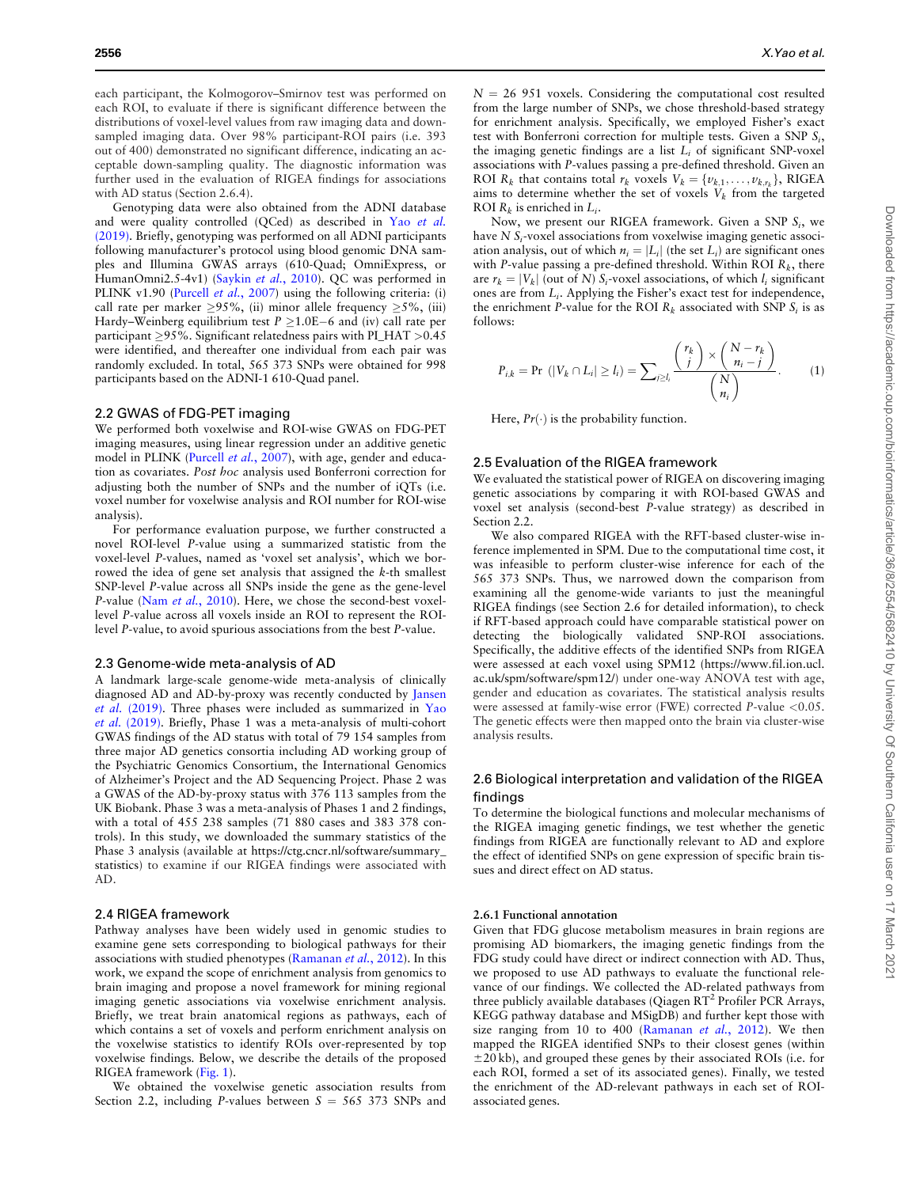each participant, the Kolmogorov–Smirnov test was performed on each ROI, to evaluate if there is significant difference between the distributions of voxel-level values from raw imaging data and down-sampled imaging data. Over 98% participant-ROI pairs (i.e. 393 out of 400) demonstrated no significant difference, indicating an acceptable down-sampling quality. The diagnostic information was further used in the evaluation of RIGEA findings for associations with AD status (Section 2.6.4).

Genotyping data were also obtained from the ADNI database and were quality controlled (QCed) as described in Yao *et al.* (2019). Briefly, genotyping was performed on all ADNI participants following manufacturer's protocol using blood genomic DNA samples and Illumina GWAS arrays (610-Quad; OmniExpress, or HumanOmni2.5-4v1) (Saykin *et al.*, 2010). QC was performed in PLINK v1.90 (Purcell *et al.*, 2007) using the following criteria: (i) call rate per marker $\geq$95%, (ii) minor allele frequency $\geq$5%, (iii) Hardy–Weinberg equilibrium test $P \geq 1.0\text{E}{-6}$ and (iv) call rate per participant $\geq$95%. Significant relatedness pairs with PI_HAT >0.45 were identified, and thereafter one individual from each pair was randomly excluded. In total, 565 373 SNPs were obtained for 998 participants based on the ADNI-1 610-Quad panel.

## 2.2 GWAS of FDG-PET imaging

We performed both voxelwise and ROI-wise GWAS on FDG-PET imaging measures, using linear regression under an additive genetic model in PLINK (Purcell *et al.*, 2007), with age, gender and education as covariates. *Post hoc* analysis used Bonferroni correction for adjusting both the number of SNPs and the number of iQTs (i.e. voxel number for voxelwise analysis and ROI number for ROI-wise analysis).

For performance evaluation purpose, we further constructed a novel ROI-level *P*-value using a summarized statistic from the voxel-level *P*-values, named as 'voxel set analysis', which we borrowed the idea of gene set analysis that assigned the *k*-th smallest SNP-level *P*-value across all SNPs inside the gene as the gene-level *P*-value (Nam *et al.*, 2010). Here, we chose the second-best voxel-level *P*-value across all voxels inside an ROI to represent the ROI-level *P*-value, to avoid spurious associations from the best *P*-value.

## 2.3 Genome-wide meta-analysis of AD

A landmark large-scale genome-wide meta-analysis of clinically diagnosed AD and AD-by-proxy was recently conducted by Jansen *et al.* (2019). Three phases were included as summarized in Yao *et al.* (2019). Briefly, Phase 1 was a meta-analysis of multi-cohort GWAS findings of the AD status with total of 79 154 samples from three major AD genetics consortia including AD working group of the Psychiatric Genomics Consortium, the International Genomics of Alzheimer's Project and the AD Sequencing Project. Phase 2 was a GWAS of the AD-by-proxy status with 376 113 samples from the UK Biobank. Phase 3 was a meta-analysis of Phases 1 and 2 findings, with a total of 455 238 samples (71 880 cases and 383 378 controls). In this study, we downloaded the summary statistics of the Phase 3 analysis (available at https://ctg.cncr.nl/software/summary_statistics) to examine if our RIGEA findings were associated with AD.

## 2.4 RIGEA framework

Pathway analyses have been widely used in genomic studies to examine gene sets corresponding to biological pathways for their associations with studied phenotypes (Ramanan *et al.*, 2012). In this work, we expand the scope of enrichment analysis from genomics to brain imaging and propose a novel framework for mining regional imaging genetic associations via voxelwise enrichment analysis. Briefly, we treat brain anatomical regions as pathways, each of which contains a set of voxels and perform enrichment analysis on the voxelwise statistics to identify ROIs over-represented by top voxelwise findings. Below, we describe the details of the proposed RIGEA framework (Fig. 1).

We obtained the voxelwise genetic association results from Section 2.2, including *P*-values between $S = 565\ 373$ SNPs and $N = 26\ 951$ voxels. Considering the computational cost resulted from the large number of SNPs, we chose threshold-based strategy for enrichment analysis. Specifically, we employed Fisher's exact test with Bonferroni correction for multiple tests. Given a SNP $S_i$, the imaging genetic findings are a list $L_i$ of significant SNP-voxel associations with *P*-values passing a pre-defined threshold. Given an ROI $R_k$ that contains total $r_k$ voxels $V_k = \{v_{k,1}, \ldots, v_{k,r_k}\}$, RIGEA aims to determine whether the set of voxels $V_k$ from the targeted ROI $R_k$ is enriched in $L_i$.

Now, we present our RIGEA framework. Given a SNP $S_i$, we have $N$ $S_i$-voxel associations from voxelwise imaging genetic association analysis, out of which $n_i = |L_i|$ (the set $L_i$) are significant ones with *P*-value passing a pre-defined threshold. Within ROI $R_k$, there are $r_k = |V_k|$ (out of $N$) $S_i$-voxel associations, of which $l_i$ significant ones are from $L_i$. Applying the Fisher's exact test for independence, the enrichment *P*-value for the ROI $R_k$ associated with SNP $S_i$ is as follows:

$$P_{i,k} = \Pr\left(|V_k \cap L_i| \geq l_i\right) = \sum_{j \geq l_i} \frac{\binom{r_k}{j} \times \binom{N - r_k}{n_i - j}}{\binom{N}{n_i}}. \tag{1}$$

Here, $Pr(\cdot)$ is the probability function.

## 2.5 Evaluation of the RIGEA framework

We evaluated the statistical power of RIGEA on discovering imaging genetic associations by comparing it with ROI-based GWAS and voxel set analysis (second-best *P*-value strategy) as described in Section 2.2.

We also compared RIGEA with the RFT-based cluster-wise inference implemented in SPM. Due to the computational time cost, it was infeasible to perform cluster-wise inference for each of the 565 373 SNPs. Thus, we narrowed down the comparison from examining all the genome-wide variants to just the meaningful RIGEA findings (see Section 2.6 for detailed information), to check if RFT-based approach could have comparable statistical power on detecting the biologically validated SNP-ROI associations. Specifically, the additive effects of the identified SNPs from RIGEA were assessed at each voxel using SPM12 (https://www.fil.ion.ucl.ac.uk/spm/software/spm12/) under one-way ANOVA test with age, gender and education as covariates. The statistical analysis results were assessed at family-wise error (FWE) corrected *P*-value <0.05. The genetic effects were then mapped onto the brain via cluster-wise analysis results.

## 2.6 Biological interpretation and validation of the RIGEA findings

To determine the biological functions and molecular mechanisms of the RIGEA imaging genetic findings, we test whether the genetic findings from RIGEA are functionally relevant to AD and explore the effect of identified SNPs on gene expression of specific brain tissues and direct effect on AD status.

### 2.6.1 Functional annotation

Given that FDG glucose metabolism measures in brain regions are promising AD biomarkers, the imaging genetic findings from the FDG study could have direct or indirect connection with AD. Thus, we proposed to use AD pathways to evaluate the functional relevance of our findings. We collected the AD-related pathways from three publicly available databases (Qiagen RT$^2$ Profiler PCR Arrays, KEGG pathway database and MSigDB) and further kept those with size ranging from 10 to 400 (Ramanan *et al.*, 2012). We then mapped the RIGEA identified SNPs to their closest genes (within ±20 kb), and grouped these genes by their associated ROIs (i.e. for each ROI, formed a set of its associated genes). Finally, we tested the enrichment of the AD-relevant pathways in each set of ROI-associated genes.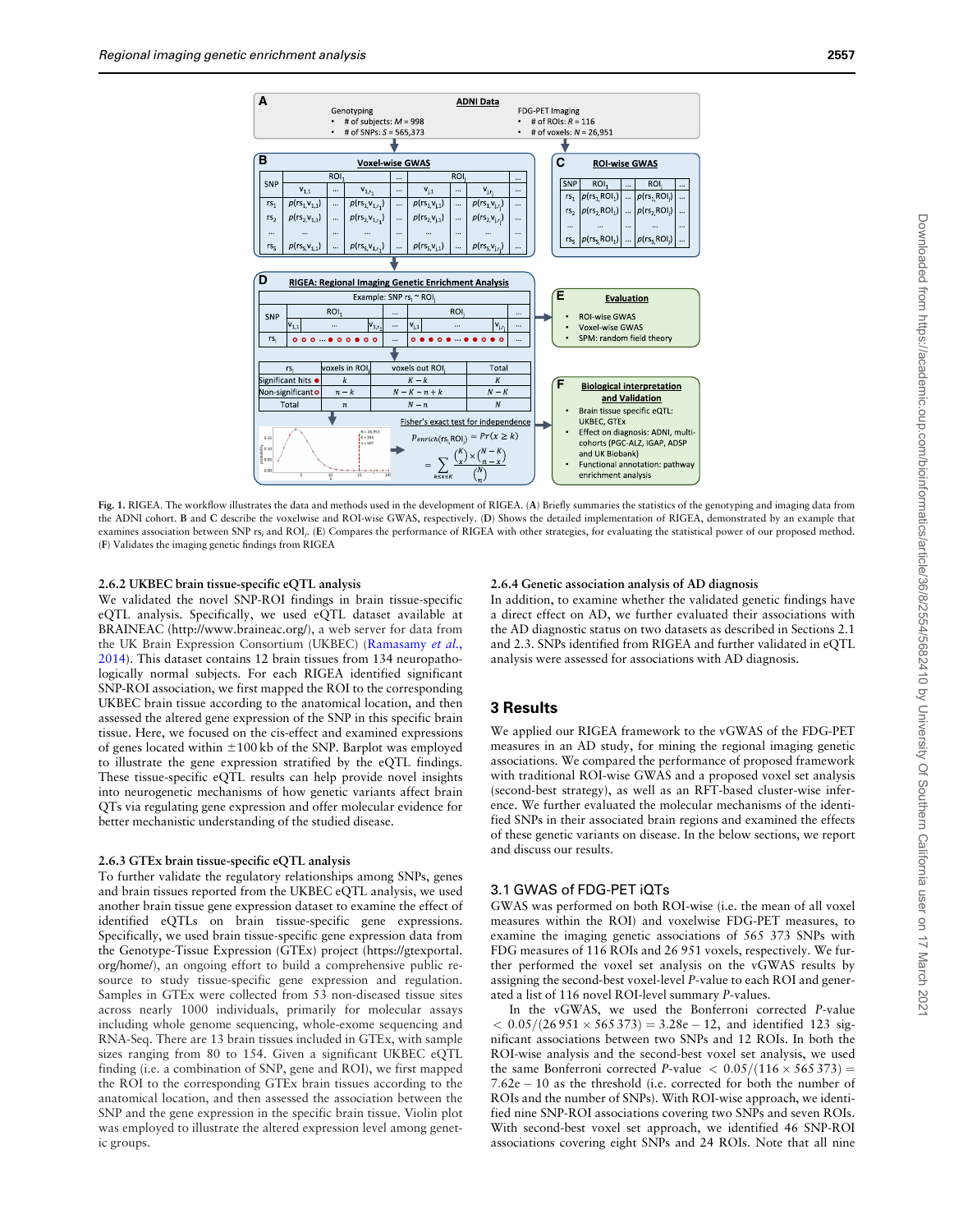**Fig. 1.** RIGEA. The workflow illustrates the data and methods used in the development of RIGEA. (**A**) Briefly summaries the statistics of the genotyping and imaging data from the ADNI cohort. **B** and **C** describe the voxelwise and ROI-wise GWAS, respectively. (**D**) Shows the detailed implementation of RIGEA, demonstrated by an example that examines association between SNP $rs_i$ and $ROI_j$. (**E**) Compares the performance of RIGEA with other strategies, for evaluating the statistical power of our proposed method. (**F**) Validates the imaging genetic findings from RIGEA

### 2.6.2 UKBEC brain tissue-specific eQTL analysis

We validated the novel SNP-ROI findings in brain tissue-specific eQTL analysis. Specifically, we used eQTL dataset available at BRAINEAC (http://www.braineac.org/), a web server for data from the UK Brain Expression Consortium (UKBEC) (Ramasamy *et al.*, 2014). This dataset contains 12 brain tissues from 134 neuropathologically normal subjects. For each RIGEA identified significant SNP-ROI association, we first mapped the ROI to the corresponding UKBEC brain tissue according to the anatomical location, and then assessed the altered gene expression of the SNP in this specific brain tissue. Here, we focused on the cis-effect and examined expressions of genes located within $\pm$100 kb of the SNP. Barplot was employed to illustrate the gene expression stratified by the eQTL findings. These tissue-specific eQTL results can help provide novel insights into neurogenetic mechanisms of how genetic variants affect brain QTs via regulating gene expression and offer molecular evidence for better mechanistic understanding of the studied disease.

### 2.6.3 GTEx brain tissue-specific eQTL analysis

To further validate the regulatory relationships among SNPs, genes and brain tissues reported from the UKBEC eQTL analysis, we used another brain tissue gene expression dataset to examine the effect of identified eQTLs on brain tissue-specific gene expressions. Specifically, we used brain tissue-specific gene expression data from the Genotype-Tissue Expression (GTEx) project (https://gtexportal.org/home/), an ongoing effort to build a comprehensive public resource to study tissue-specific gene expression and regulation. Samples in GTEx were collected from 53 non-diseased tissue sites across nearly 1000 individuals, primarily for molecular assays including whole genome sequencing, whole-exome sequencing and RNA-Seq. There are 13 brain tissues included in GTEx, with sample sizes ranging from 80 to 154. Given a significant UKBEC eQTL finding (i.e. a combination of SNP, gene and ROI), we first mapped the ROI to the corresponding GTEx brain tissues according to the anatomical location, and then assessed the association between the SNP and the gene expression in the specific brain tissue. Violin plot was employed to illustrate the altered expression level among genetic groups.

### 2.6.4 Genetic association analysis of AD diagnosis

In addition, to examine whether the validated genetic findings have a direct effect on AD, we further evaluated their associations with the AD diagnostic status on two datasets as described in Sections 2.1 and 2.3. SNPs identified from RIGEA and further validated in eQTL analysis were assessed for associations with AD diagnosis.

## 3 Results

We applied our RIGEA framework to the vGWAS of the FDG-PET measures in an AD study, for mining the regional imaging genetic associations. We compared the performance of proposed framework with traditional ROI-wise GWAS and a proposed voxel set analysis (second-best strategy), as well as an RFT-based cluster-wise inference. We further evaluated the molecular mechanisms of the identified SNPs in their associated brain regions and examined the effects of these genetic variants on disease. In the below sections, we report and discuss our results.

### 3.1 GWAS of FDG-PET iQTs

GWAS was performed on both ROI-wise (i.e. the mean of all voxel measures within the ROI) and voxelwise FDG-PET measures, to examine the imaging genetic associations of 565 373 SNPs with FDG measures of 116 ROIs and 26 951 voxels, respectively. We further performed the voxel set analysis on the vGWAS results by assigning the second-best voxel-level *P*-value to each ROI and generated a list of 116 novel ROI-level summary *P*-values.

In the vGWAS, we used the Bonferroni corrected *P*-value $< 0.05/(26\,951 \times 565\,373) = 3.28e-12$, and identified 123 significant associations between two SNPs and 12 ROIs. In both the ROI-wise analysis and the second-best voxel set analysis, we used the same Bonferroni corrected *P*-value $< 0.05/(116 \times 565\,373) = 7.62e-10$ as the threshold (i.e. corrected for both the number of ROIs and the number of SNPs). With ROI-wise approach, we identified nine SNP-ROI associations covering two SNPs and seven ROIs. With second-best voxel set approach, we identified 46 SNP-ROI associations covering eight SNPs and 24 ROIs. Note that all nine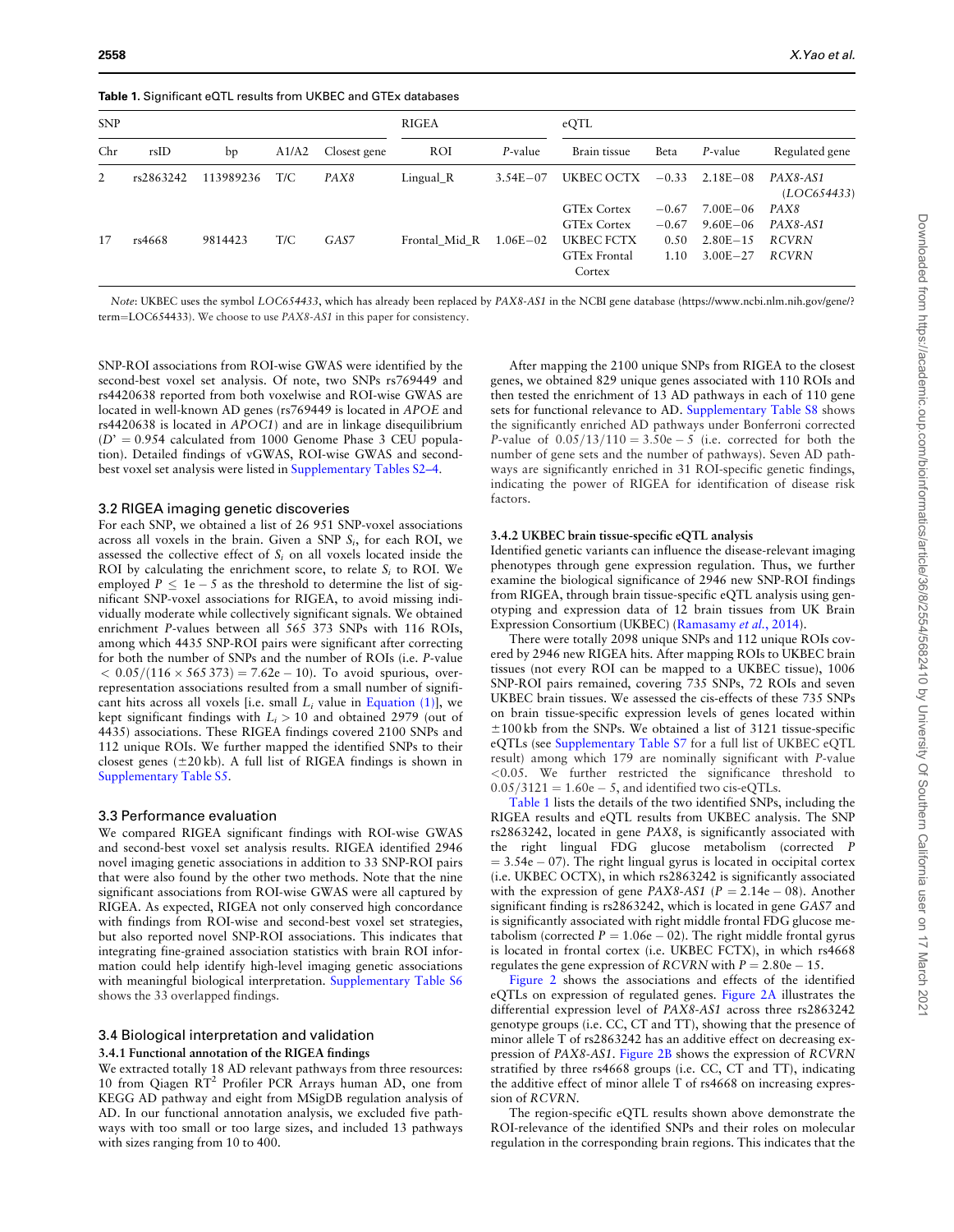**Table 1.** Significant eQTL results from UKBEC and GTEx databases

| SNP | | | | | RIGEA | | eQTL | | | |
|---|---|---|---|---|---|---|---|---|---|---|
| Chr | rsID | bp | A1/A2 | Closest gene | ROI | *P*-value | Brain tissue | Beta | *P*-value | Regulated gene |
| 2 | rs2863242 | 113989236 | T/C | *PAX8* | Lingual_R | 3.54E−07 | UKBEC OCTX | −0.33 | 2.18E−08 | *PAX8-AS1* (*LOC654433*) |
| | | | | | | | GTEx Cortex | −0.67 | 7.00E−06 | *PAX8* |
| | | | | | | | GTEx Cortex | −0.67 | 9.60E−06 | *PAX8-AS1* |
| 17 | rs4668 | 9814423 | T/C | *GAS7* | Frontal_Mid_R | 1.06E−02 | UKBEC FCTX | 0.50 | 2.80E−15 | *RCVRN* |
| | | | | | | | GTEx Frontal Cortex | 1.10 | 3.00E−27 | *RCVRN* |

*Note*: UKBEC uses the symbol *LOC654433*, which has already been replaced by *PAX8-AS1* in the NCBI gene database (https://www.ncbi.nlm.nih.gov/gene/?term=LOC654433). We choose to use *PAX8-AS1* in this paper for consistency.

SNP-ROI associations from ROI-wise GWAS were identified by the second-best voxel set analysis. Of note, two SNPs rs769449 and rs4420638 reported from both voxelwise and ROI-wise GWAS are located in well-known AD genes (rs769449 is located in *APOE* and rs4420638 is located in *APOC1*) and are in linkage disequilibrium ($D' = 0.954$ calculated from 1000 Genome Phase 3 CEU population). Detailed findings of vGWAS, ROI-wise GWAS and second-best voxel set analysis were listed in Supplementary Tables S2–4.

## 3.2 RIGEA imaging genetic discoveries

For each SNP, we obtained a list of 26 951 SNP-voxel associations across all voxels in the brain. Given a SNP $S_i$, for each ROI, we assessed the collective effect of $S_i$ on all voxels located inside the ROI by calculating the enrichment score, to relate $S_i$ to ROI. We employed $P \leq 1e-5$ as the threshold to determine the list of significant SNP-voxel associations for RIGEA, to avoid missing individually moderate while collectively significant signals. We obtained enrichment *P*-values between all 565 373 SNPs with 116 ROIs, among which 4435 SNP-ROI pairs were significant after correcting for both the number of SNPs and the number of ROIs (i.e. *P*-value $< 0.05/(116 \times 565\,373) = 7.62e-10$). To avoid spurious, over-representation associations resulted from a small number of significant hits across all voxels [i.e. small $L_i$ value in Equation (1)], we kept significant findings with $L_i > 10$ and obtained 2979 (out of 4435) associations. These RIGEA findings covered 2100 SNPs and 112 unique ROIs. We further mapped the identified SNPs to their closest genes (±20 kb). A full list of RIGEA findings is shown in Supplementary Table S5.

## 3.3 Performance evaluation

We compared RIGEA significant findings with ROI-wise GWAS and second-best voxel set analysis results. RIGEA identified 2946 novel imaging genetic associations in addition to 33 SNP-ROI pairs that were also found by the other two methods. Note that the nine significant associations from ROI-wise GWAS were all captured by RIGEA. As expected, RIGEA not only conserved high concordance with findings from ROI-wise and second-best voxel set strategies, but also reported novel SNP-ROI associations. This indicates that integrating fine-grained association statistics with brain ROI information could help identify high-level imaging genetic associations with meaningful biological interpretation. Supplementary Table S6 shows the 33 overlapped findings.

## 3.4 Biological interpretation and validation

### 3.4.1 Functional annotation of the RIGEA findings

We extracted totally 18 AD relevant pathways from three resources: 10 from Qiagen RT[2] Profiler PCR Arrays human AD, one from KEGG AD pathway and eight from MSigDB regulation analysis of AD. In our functional annotation analysis, we excluded five pathways with too small or too large sizes, and included 13 pathways with sizes ranging from 10 to 400.

After mapping the 2100 unique SNPs from RIGEA to the closest genes, we obtained 829 unique genes associated with 110 ROIs and then tested the enrichment of 13 AD pathways in each of 110 gene sets for functional relevance to AD. Supplementary Table S8 shows the significantly enriched AD pathways under Bonferroni corrected *P*-value of $0.05/13/110 = 3.50e-5$ (i.e. corrected for both the number of gene sets and the number of pathways). Seven AD pathways are significantly enriched in 31 ROI-specific genetic findings, indicating the power of RIGEA for identification of disease risk factors.

### 3.4.2 UKBEC brain tissue-specific eQTL analysis

Identified genetic variants can influence the disease-relevant imaging phenotypes through gene expression regulation. Thus, we further examine the biological significance of 2946 new SNP-ROI findings from RIGEA, through brain tissue-specific eQTL analysis using genotyping and expression data of 12 brain tissues from UK Brain Expression Consortium (UKBEC) (Ramasamy *et al.*, 2014).

There were totally 2098 unique SNPs and 112 unique ROIs covered by 2946 new RIGEA hits. After mapping ROIs to UKBEC brain tissues (not every ROI can be mapped to a UKBEC tissue), 1006 SNP-ROI pairs remained, covering 735 SNPs, 72 ROIs and seven UKBEC brain tissues. We assessed the cis-effects of these 735 SNPs on brain tissue-specific expression levels of genes located within ±100 kb from the SNPs. We obtained a list of 3121 tissue-specific eQTLs (see Supplementary Table S7 for a full list of UKBEC eQTL result) among which 179 are nominally significant with *P*-value <0.05. We further restricted the significance threshold to $0.05/3121 = 1.60e-5$, and identified two cis-eQTLs.

Table 1 lists the details of the two identified SNPs, including the RIGEA results and eQTL results from UKBEC analysis. The SNP rs2863242, located in gene *PAX8*, is significantly associated with the right lingual FDG glucose metabolism (corrected $P = 3.54e-07$). The right lingual gyrus is located in occipital cortex (i.e. UKBEC OCTX), in which rs2863242 is significantly associated with the expression of gene *PAX8-AS1* ($P = 2.14e-08$). Another significant finding is rs2863242, which is located in gene *GAS7* and is significantly associated with right middle frontal FDG glucose metabolism (corrected $P = 1.06e-02$). The right middle frontal gyrus is located in frontal cortex (i.e. UKBEC FCTX), in which rs4668 regulates the gene expression of *RCVRN* with $P = 2.80e-15$.

Figure 2 shows the associations and effects of the identified eQTLs on expression of regulated genes. Figure 2A illustrates the differential expression level of *PAX8-AS1* across three rs2863242 genotype groups (i.e. CC, CT and TT), showing that the presence of minor allele T of rs2863242 has an additive effect on decreasing expression of *PAX8-AS1*. Figure 2B shows the expression of *RCVRN* stratified by three rs4668 groups (i.e. CC, CT and TT), indicating the additive effect of minor allele T of rs4668 on increasing expression of *RCVRN*.

The region-specific eQTL results shown above demonstrate the ROI-relevance of the identified SNPs and their roles on molecular regulation in the corresponding brain regions. This indicates that the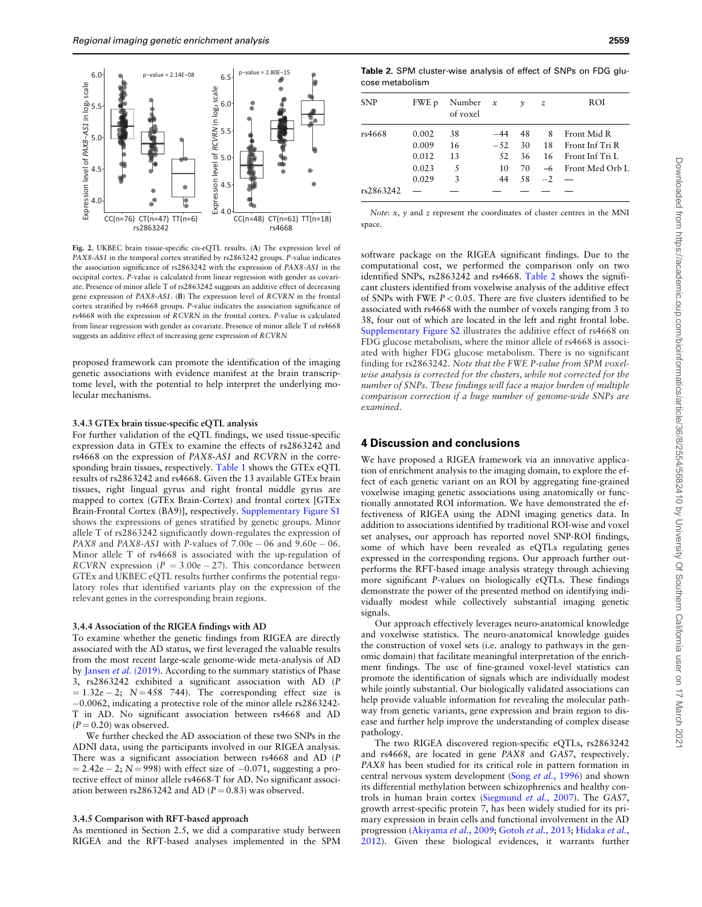Fig. 2. UKBEC brain tissue-specific cis-eQTL results. (**A**) The expression level of *PAX8-AS1* in the temporal cortex stratified by rs2863242 groups. *P*-value indicates the association significance of rs2863242 with the expression of *PAX8-AS1* in the occipital cortex. *P*-value is calculated from linear regression with gender as covariate. Presence of minor allele T of rs2863242 suggests an additive effect of decreasing gene expression of *PAX8-AS1*. (**B**) The expression level of *RCVRN* in the frontal cortex stratified by rs4668 groups. *P*-value indicates the association significance of rs4668 with the expression of *RCVRN* in the frontal cortex. *P*-value is calculated from linear regression with gender as covariate. Presence of minor allele T of rs4668 suggests an additive effect of increasing gene expression of *RCVRN*

proposed framework can promote the identification of the imaging genetic associations with evidence manifest at the brain transcriptome level, with the potential to help interpret the underlying molecular mechanisms.

### 3.4.3 GTEx brain tissue-specific eQTL analysis

For further validation of the eQTL findings, we used tissue-specific expression data in GTEx to examine the effects of rs2863242 and rs4668 on the expression of *PAX8-AS1* and *RCVRN* in the corresponding brain tissues, respectively. Table 1 shows the GTEx eQTL results of rs2863242 and rs4668. Given the 13 available GTEx brain tissues, right lingual gyrus and right frontal middle gyrus are mapped to cortex (GTEx Brain-Cortex) and frontal cortex [GTEx Brain-Frontal Cortex (BA9)], respectively. Supplementary Figure S1 shows the expressions of genes stratified by genetic groups. Minor allele T of rs2863242 significantly down-regulates the expression of *PAX8* and *PAX8-AS1* with *P*-values of $7.00e-06$ and $9.60e-06$. Minor allele T of rs4668 is associated with the up-regulation of *RCVRN* expression ($P = 3.00e-27$). This concordance between GTEx and UKBEC eQTL results further confirms the potential regulatory roles that identified variants play on the expression of the relevant genes in the corresponding brain regions.

### 3.4.4 Association of the RIGEA findings with AD

To examine whether the genetic findings from RIGEA are directly associated with the AD status, we first leveraged the valuable results from the most recent large-scale genome-wide meta-analysis of AD by Jansen *et al.* (2019). According to the summary statistics of Phase 3, rs2863242 exhibited a significant association with AD ($P = 1.32e-2$; $N = 458\ 744$). The corresponding effect size is $-0.0062$, indicating a protective role of the minor allele rs2863242-T in AD. No significant association between rs4668 and AD ($P = 0.20$) was observed.

We further checked the AD association of these two SNPs in the ADNI data, using the participants involved in our RIGEA analysis. There was a significant association between rs4668 and AD ($P = 2.42e-2$; $N = 998$) with effect size of $-0.071$, suggesting a protective effect of minor allele rs4668-T for AD. No significant association between rs2863242 and AD ($P = 0.83$) was observed.

### 3.4.5 Comparison with RFT-based approach

As mentioned in Section 2.5, we did a comparative study between RIGEA and the RFT-based analyses implemented in the SPM software package on the RIGEA significant findings. Due to the computational cost, we performed the comparison only on two identified SNPs, rs2863242 and rs4668. Table 2 shows the significant clusters identified from voxelwise analysis of the additive effect of SNPs with FWE $P < 0.05$. There are five clusters identified to be associated with rs4668 with the number of voxels ranging from 3 to 38, four out of which are located in the left and right frontal lobe. Supplementary Figure S2 illustrates the additive effect of rs4668 on FDG glucose metabolism, where the minor allele of rs4668 is associated with higher FDG glucose metabolism. There is no significant finding for rs2863242. *Note that the FWE P-value from SPM voxelwise analysis is corrected for the clusters, while not corrected for the number of SNPs. These findings will face a major burden of multiple comparison correction if a huge number of genome-wide SNPs are examined.*

**Table 2.** SPM cluster-wise analysis of effect of SNPs on FDG glucose metabolism

| SNP | FWE p | Number of voxel | x | y | z | ROI |
|---|---|---|---|---|---|---|
| rs4668 | 0.002 | 38 | −44 | 48 | 8 | Front Mid R |
| | 0.009 | 16 | −52 | 30 | 18 | Front Inf Tri R |
| | 0.012 | 13 | 52 | 36 | 16 | Front Inf Tri L |
| | 0.023 | 5 | 10 | 70 | −6 | Front Med Orb L |
| | 0.029 | 3 | 44 | 58 | −2 | — |
| rs2863242 | — | — | — | — | — | — |

*Note*: *x*, *y* and *z* represent the coordinates of cluster centres in the MNI space.

## 4 Discussion and conclusions

We have proposed a RIGEA framework via an innovative application of enrichment analysis to the imaging domain, to explore the effect of each genetic variant on an ROI by aggregating fine-grained voxelwise imaging genetic associations using anatomically or functionally annotated ROI information. We have demonstrated the effectiveness of RIGEA using the ADNI imaging genetics data. In addition to associations identified by traditional ROI-wise and voxel set analyses, our approach has reported novel SNP-ROI findings, some of which have been revealed as eQTLs regulating genes expressed in the corresponding regions. Our approach further outperforms the RFT-based image analysis strategy through achieving more significant *P*-values on biologically eQTLs. These findings demonstrate the power of the presented method on identifying individually modest while collectively substantial imaging genetic signals.

Our approach effectively leverages neuro-anatomical knowledge and voxelwise statistics. The neuro-anatomical knowledge guides the construction of voxel sets (i.e. analogy to pathways in the genomic domain) that facilitate meaningful interpretation of the enrichment findings. The use of fine-grained voxel-level statistics can promote the identification of signals which are individually modest while jointly substantial. Our biologically validated associations can help provide valuable information for revealing the molecular pathway from genetic variants, gene expression and brain region to disease and further help improve the understanding of complex disease pathology.

The two RIGEA discovered region-specific eQTLs, rs2863242 and rs4668, are located in gene *PAX8* and *GAS7*, respectively. *PAX8* has been studied for its critical role in pattern formation in central nervous system development (Song *et al.*, 1996) and shown its differential methylation between schizophrenics and healthy controls in human brain cortex (Siegmund *et al.*, 2007). The *GAS7*, growth arrest-specific protein 7, has been widely studied for its primary expression in brain cells and functional involvement in the AD progression (Akiyama *et al.*, 2009; Gotoh *et al.*, 2013; Hidaka *et al.*, 2012). Given these biological evidences, it warrants further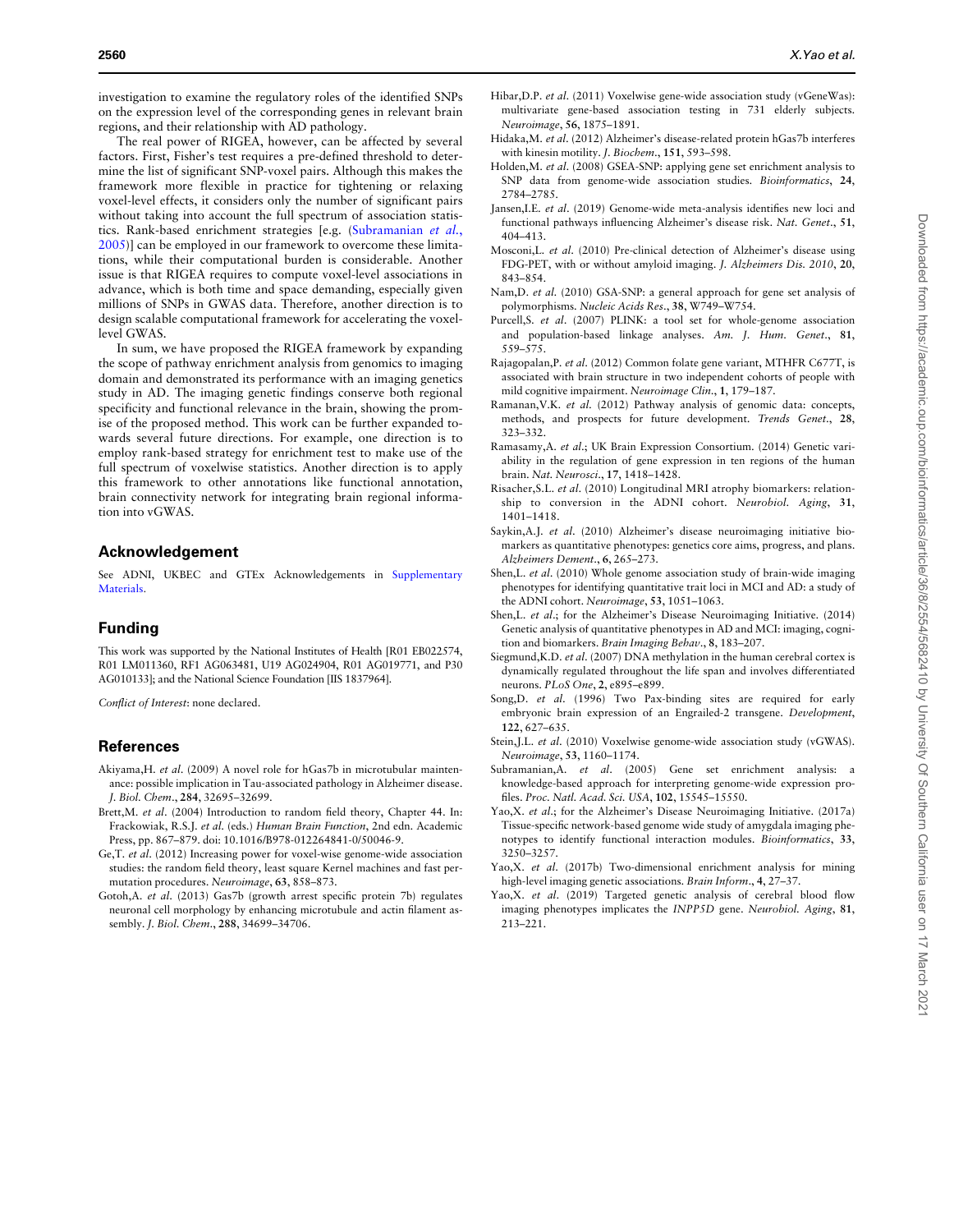investigation to examine the regulatory roles of the identified SNPs on the expression level of the corresponding genes in relevant brain regions, and their relationship with AD pathology.

The real power of RIGEA, however, can be affected by several factors. First, Fisher's test requires a pre-defined threshold to determine the list of significant SNP-voxel pairs. Although this makes the framework more flexible in practice for tightening or relaxing voxel-level effects, it considers only the number of significant pairs without taking into account the full spectrum of association statistics. Rank-based enrichment strategies [e.g. (Subramanian *et al.*, 2005)] can be employed in our framework to overcome these limitations, while their computational burden is considerable. Another issue is that RIGEA requires to compute voxel-level associations in advance, which is both time and space demanding, especially given millions of SNPs in GWAS data. Therefore, another direction is to design scalable computational framework for accelerating the voxel-level GWAS.

In sum, we have proposed the RIGEA framework by expanding the scope of pathway enrichment analysis from genomics to imaging domain and demonstrated its performance with an imaging genetics study in AD. The imaging genetic findings conserve both regional specificity and functional relevance in the brain, showing the promise of the proposed method. This work can be further expanded towards several future directions. For example, one direction is to employ rank-based strategy for enrichment test to make use of the full spectrum of voxelwise statistics. Another direction is to apply this framework to other annotations like functional annotation, brain connectivity network for integrating brain regional information into vGWAS.

## Acknowledgement

See ADNI, UKBEC and GTEx Acknowledgements in Supplementary Materials.

## Funding

This work was supported by the National Institutes of Health [R01 EB022574, R01 LM011360, RF1 AG063481, U19 AG024904, R01 AG019771, and P30 AG010133]; and the National Science Foundation [IIS 1837964].

*Conflict of Interest*: none declared.

## References

Akiyama,H. *et al.* (2009) A novel role for hGas7b in microtubular maintenance: possible implication in Tau-associated pathology in Alzheimer disease. *J. Biol. Chem.*, **284**, 32695–32699.

Brett,M. *et al.* (2004) Introduction to random field theory, Chapter 44. In: Frackowiak, R.S.J. *et al.* (eds.) *Human Brain Function*, 2nd edn. Academic Press, pp. 867–879. doi: 10.1016/B978-012264841-0/50046-9.

Ge,T. *et al.* (2012) Increasing power for voxel-wise genome-wide association studies: the random field theory, least square Kernel machines and fast permutation procedures. *Neuroimage*, **63**, 858–873.

Gotoh,A. *et al.* (2013) Gas7b (growth arrest specific protein 7b) regulates neuronal cell morphology by enhancing microtubule and actin filament assembly. *J. Biol. Chem.*, **288**, 34699–34706.

Hibar,D.P. *et al.* (2011) Voxelwise gene-wide association study (vGeneWas): multivariate gene-based association testing in 731 elderly subjects. *Neuroimage*, **56**, 1875–1891.

Hidaka,M. *et al.* (2012) Alzheimer's disease-related protein hGas7b interferes with kinesin motility. *J. Biochem.*, **151**, 593–598.

Holden,M. *et al.* (2008) GSEA-SNP: applying gene set enrichment analysis to SNP data from genome-wide association studies. *Bioinformatics*, **24**, 2784–2785.

Jansen,I.E. *et al.* (2019) Genome-wide meta-analysis identifies new loci and functional pathways influencing Alzheimer's disease risk. *Nat. Genet.*, **51**, 404–413.

Mosconi,L. *et al.* (2010) Pre-clinical detection of Alzheimer's disease using FDG-PET, with or without amyloid imaging. *J. Alzheimers Dis. 2010*, **20**, 843–854.

Nam,D. *et al.* (2010) GSA-SNP: a general approach for gene set analysis of polymorphisms. *Nucleic Acids Res.*, **38**, W749–W754.

Purcell,S. *et al.* (2007) PLINK: a tool set for whole-genome association and population-based linkage analyses. *Am. J. Hum. Genet.*, **81**, 559–575.

Rajagopalan,P. *et al.* (2012) Common folate gene variant, MTHFR C677T, is associated with brain structure in two independent cohorts of people with mild cognitive impairment. *Neuroimage Clin.*, **1**, 179–187.

Ramanan,V.K. *et al.* (2012) Pathway analysis of genomic data: concepts, methods, and prospects for future development. *Trends Genet.*, **28**, 323–332.

Ramasamy,A. *et al.*; UK Brain Expression Consortium. (2014) Genetic variability in the regulation of gene expression in ten regions of the human brain. *Nat. Neurosci.*, **17**, 1418–1428.

Risacher,S.L. *et al.* (2010) Longitudinal MRI atrophy biomarkers: relationship to conversion in the ADNI cohort. *Neurobiol. Aging*, **31**, 1401–1418.

Saykin,A.J. *et al.* (2010) Alzheimer's disease neuroimaging initiative biomarkers as quantitative phenotypes: genetics core aims, progress, and plans. *Alzheimers Dement.*, **6**, 265–273.

Shen,L. *et al.* (2010) Whole genome association study of brain-wide imaging phenotypes for identifying quantitative trait loci in MCI and AD: a study of the ADNI cohort. *Neuroimage*, **53**, 1051–1063.

Shen,L. *et al.*; for the Alzheimer's Disease Neuroimaging Initiative. (2014) Genetic analysis of quantitative phenotypes in AD and MCI: imaging, cognition and biomarkers. *Brain Imaging Behav.*, **8**, 183–207.

Siegmund,K.D. *et al.* (2007) DNA methylation in the human cerebral cortex is dynamically regulated throughout the life span and involves differentiated neurons. *PLoS One*, **2**, e895–e899.

Song,D. *et al.* (1996) Two Pax-binding sites are required for early embryonic brain expression of an Engrailed-2 transgene. *Development*, **122**, 627–635.

Stein,J.L. *et al.* (2010) Voxelwise genome-wide association study (vGWAS). *Neuroimage*, **53**, 1160–1174.

Subramanian,A. *et al.* (2005) Gene set enrichment analysis: a knowledge-based approach for interpreting genome-wide expression profiles. *Proc. Natl. Acad. Sci. USA*, **102**, 15545–15550.

Yao,X. *et al.*; for the Alzheimer's Disease Neuroimaging Initiative. (2017a) Tissue-specific network-based genome wide study of amygdala imaging phenotypes to identify functional interaction modules. *Bioinformatics*, **33**, 3250–3257.

Yao,X. *et al.* (2017b) Two-dimensional enrichment analysis for mining high-level imaging genetic associations. *Brain Inform.*, **4**, 27–37.

Yao,X. *et al.* (2019) Targeted genetic analysis of cerebral blood flow imaging phenotypes implicates the *INPP5D* gene. *Neurobiol. Aging*, **81**, 213–221.